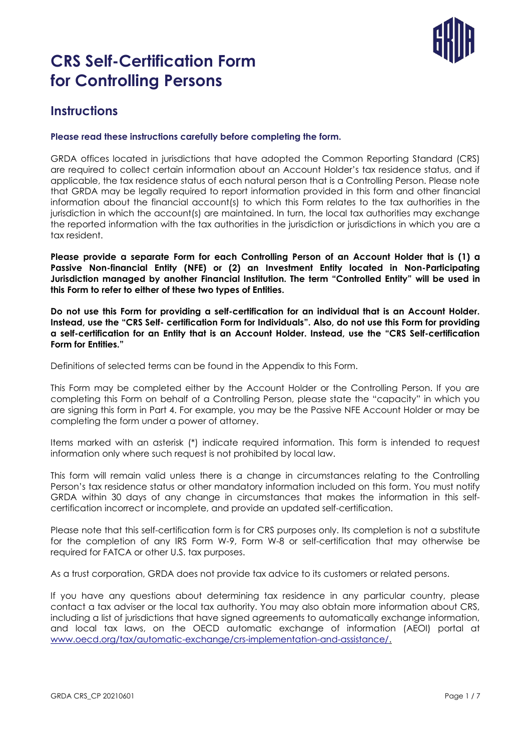# CRS Self-Certification Form for Controlling Persons

## Instructions

**Please read these instructions carefully before completing the form.**

GRDA offices located in jurisdictions that have adopted the Common Reporting Standard (CRS) are required to collect certain information about an Account Holder's tax residence status, and if applicable, the tax residence status of each natural person that is a Controlling Person. Please note that GRDA may be legally required to report information provided in this form and other financial information about the financial account(s) to which this Form relates to the tax authorities in the jurisdiction in which the account(s) are maintained. In turn, the local tax authorities may exchange the reported information with the tax authorities in the jurisdiction or jurisdictions in which you are a tax resident.

**Please provide a separate Form for each Controlling Person of an Account Holder that is (1) a Passive Non-financial Entity (NFE) or (2) an Investment Entity located in Non-Participating Jurisdiction managed by another Financial Institution. The term "Controlled Entity" will be used in this Form to refer to either of these two types of Entities.**

**Do not use this Form for providing a self-certification for an individual that is an Account Holder. Instead, use the "CRS Self- certification Form for Individuals". Also, do not use this Form for providing a self-certification for an Entity that is an Account Holder. Instead, use the "CRS Self-certification Form for Entities."**

Definitions of selected terms can be found in the Appendix to this Form.

This Form may be completed either by the Account Holder or the Controlling Person. If you are completing this Form on behalf of a Controlling Person, please state the "capacity" in which you are signing this form in Part 4. For example, you may be the Passive NFE Account Holder or may be completing the form under a power of attorney.

Items marked with an asterisk (*) indicate required information. This form is intended to request information only where such request is not prohibited by local law.

This form will remain valid unless there is a change in circumstances relating to the Controlling Person's tax residence status or other mandatory information included on this form. You must notify GRDA within 30 days of any change in circumstances that makes the information in this self-certification incorrect or incomplete, and provide an updated self-certification.

Please note that this self-certification form is for CRS purposes only. Its completion is not a substitute for the completion of any IRS Form W-9, Form W-8 or self-certification that may otherwise be required for FATCA or other U.S. tax purposes.

As a trust corporation, GRDA does not provide tax advice to its customers or related persons.

If you have any questions about determining tax residence in any particular country, please contact a tax adviser or the local tax authority. You may also obtain more information about CRS, including a list of jurisdictions that have signed agreements to automatically exchange information, and local tax laws, on the OECD automatic exchange of information (AEOI) portal at www.oecd.org/tax/automatic-exchange/crs-implementation-and-assistance/.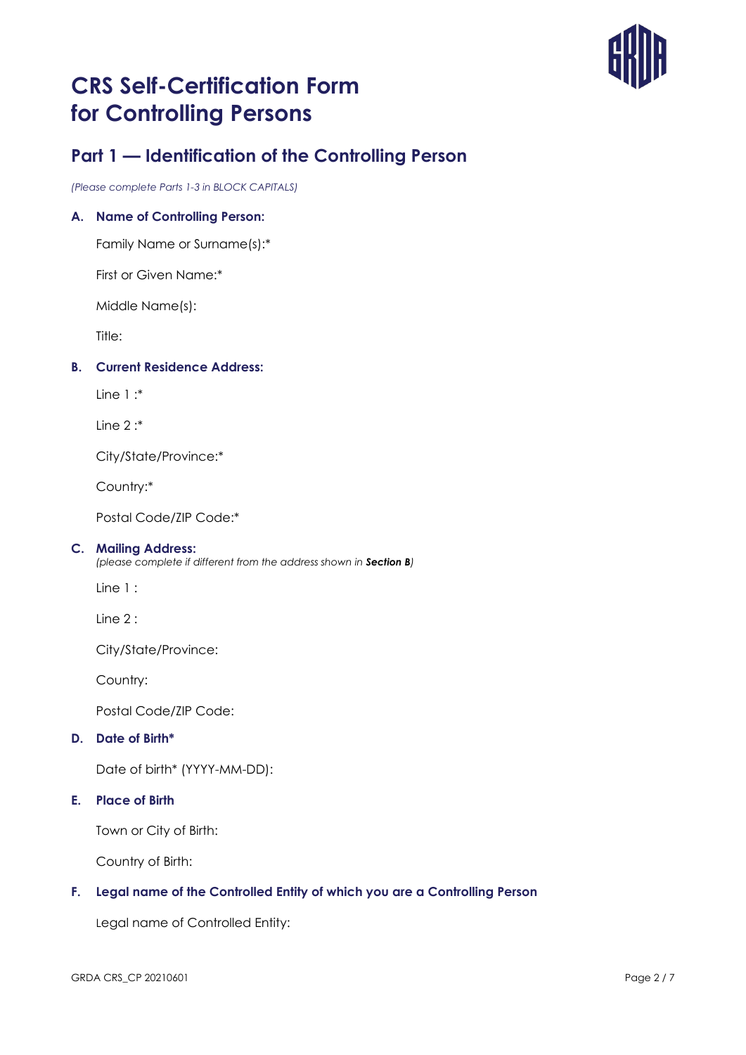# CRS Self-Certification Form for Controlling Persons

## Part 1 — Identification of the Controlling Person

*(Please complete Parts 1-3 in BLOCK CAPITALS)*

### A. Name of Controlling Person:

Family Name or Surname(s):*

First or Given Name:*

Middle Name(s):

Title:

### B. Current Residence Address:

Line 1 :*

Line 2 :*

City/State/Province:*

Country:*

Postal Code/ZIP Code:*

### C. Mailing Address:

*(please complete if different from the address shown in **Section B**)*

Line 1 :

Line 2 :

City/State/Province:

Country:

Postal Code/ZIP Code:

### D. Date of Birth*

Date of birth* (YYYY-MM-DD):

### E. Place of Birth

Town or City of Birth:

Country of Birth:

### F. Legal name of the Controlled Entity of which you are a Controlling Person

Legal name of Controlled Entity: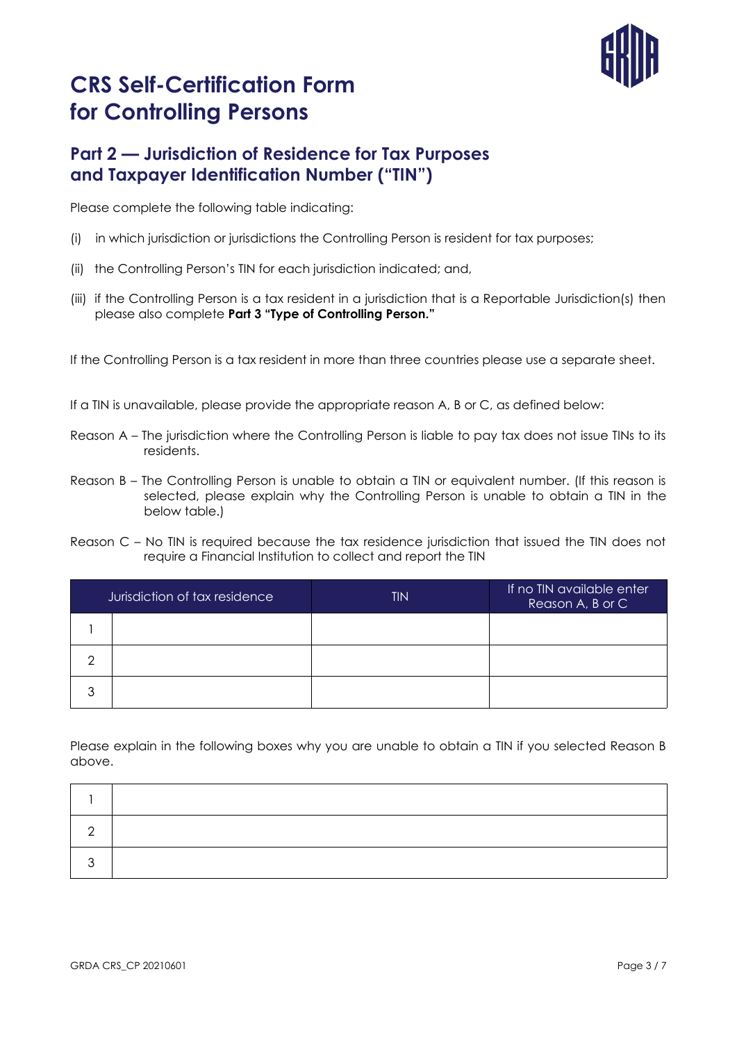# CRS Self-Certification Form for Controlling Persons

## Part 2 — Jurisdiction of Residence for Tax Purposes and Taxpayer Identification Number ("TIN")

Please complete the following table indicating:

(i) in which jurisdiction or jurisdictions the Controlling Person is resident for tax purposes;

(ii) the Controlling Person's TIN for each jurisdiction indicated; and,

(iii) if the Controlling Person is a tax resident in a jurisdiction that is a Reportable Jurisdiction(s) then please also complete **Part 3 "Type of Controlling Person."**

If the Controlling Person is a tax resident in more than three countries please use a separate sheet.

If a TIN is unavailable, please provide the appropriate reason A, B or C, as defined below:

Reason A – The jurisdiction where the Controlling Person is liable to pay tax does not issue TINs to its residents.

Reason B – The Controlling Person is unable to obtain a TIN or equivalent number. (If this reason is selected, please explain why the Controlling Person is unable to obtain a TIN in the below table.)

Reason C – No TIN is required because the tax residence jurisdiction that issued the TIN does not require a Financial Institution to collect and report the TIN

| | Jurisdiction of tax residence | TIN | If no TIN available enter Reason A, B or C |
|---|---|---|---|
| 1 | | | |
| 2 | | | |
| 3 | | | |

Please explain in the following boxes why you are unable to obtain a TIN if you selected Reason B above.

| | |
|---|---|
| 1 | |
| 2 | |
| 3 | |

GRDA CRS_CP 20210601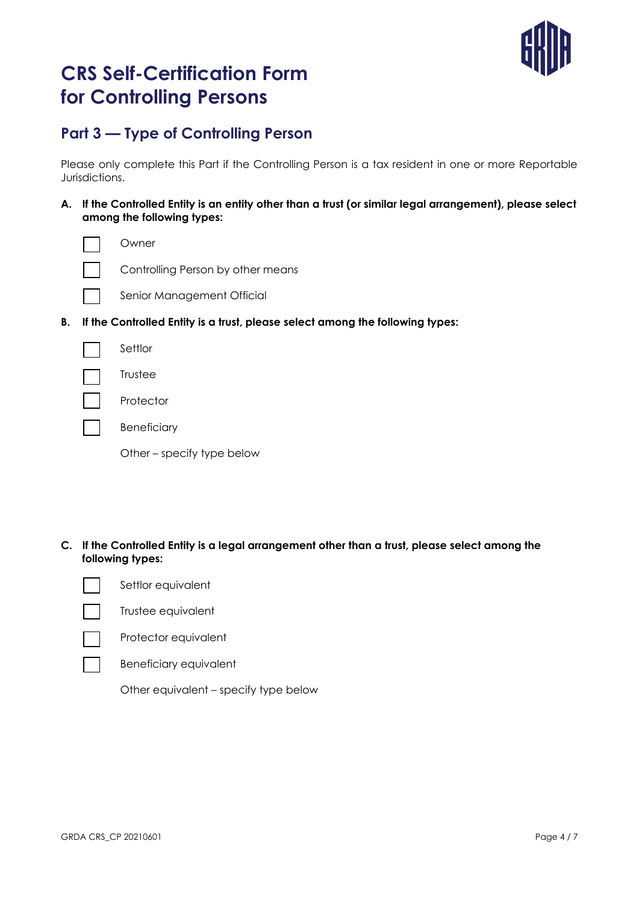# CRS Self-Certification Form for Controlling Persons

## Part 3 — Type of Controlling Person

Please only complete this Part if the Controlling Person is a tax resident in one or more Reportable Jurisdictions.

**A. If the Controlled Entity is an entity other than a trust (or similar legal arrangement), please select among the following types:**

- ☐ Owner
- ☐ Controlling Person by other means
- ☐ Senior Management Official

**B. If the Controlled Entity is a trust, please select among the following types:**

- ☐ Settlor
- ☐ Trustee
- ☐ Protector
- ☐ Beneficiary

Other – specify type below

**C. If the Controlled Entity is a legal arrangement other than a trust, please select among the following types:**

- ☐ Settlor equivalent
- ☐ Trustee equivalent
- ☐ Protector equivalent
- ☐ Beneficiary equivalent

Other equivalent – specify type below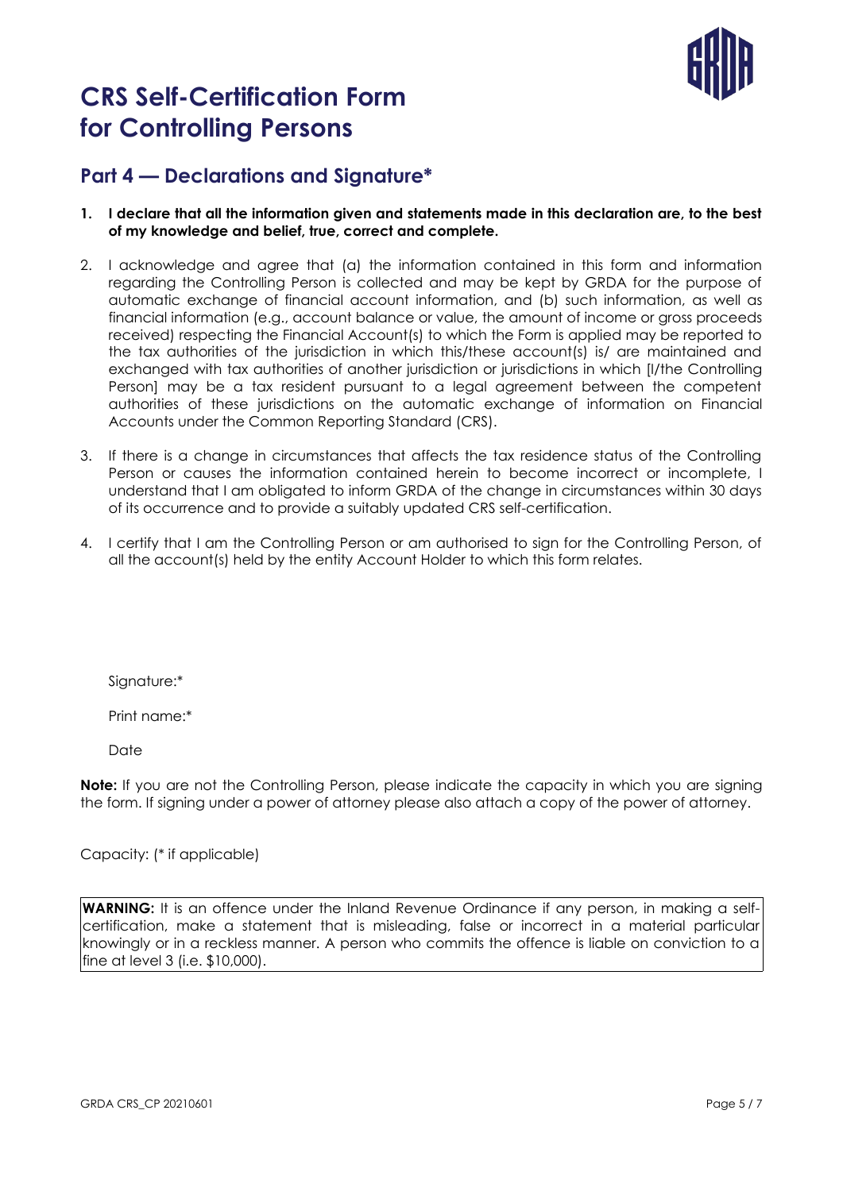# CRS Self-Certification Form for Controlling Persons

## Part 4 — Declarations and Signature*

1. **I declare that all the information given and statements made in this declaration are, to the best of my knowledge and belief, true, correct and complete.**

2. I acknowledge and agree that (a) the information contained in this form and information regarding the Controlling Person is collected and may be kept by GRDA for the purpose of automatic exchange of financial account information, and (b) such information, as well as financial information (e.g., account balance or value, the amount of income or gross proceeds received) respecting the Financial Account(s) to which the Form is applied may be reported to the tax authorities of the jurisdiction in which this/these account(s) is/ are maintained and exchanged with tax authorities of another jurisdiction or jurisdictions in which [I/the Controlling Person] may be a tax resident pursuant to a legal agreement between the competent authorities of these jurisdictions on the automatic exchange of information on Financial Accounts under the Common Reporting Standard (CRS).

3. If there is a change in circumstances that affects the tax residence status of the Controlling Person or causes the information contained herein to become incorrect or incomplete, I understand that I am obligated to inform GRDA of the change in circumstances within 30 days of its occurrence and to provide a suitably updated CRS self-certification.

4. I certify that I am the Controlling Person or am authorised to sign for the Controlling Person, of all the account(s) held by the entity Account Holder to which this form relates.

Signature:*

Print name:*

Date

**Note:** If you are not the Controlling Person, please indicate the capacity in which you are signing the form. If signing under a power of attorney please also attach a copy of the power of attorney.

Capacity: (* if applicable)

**WARNING:** It is an offence under the Inland Revenue Ordinance if any person, in making a self-certification, make a statement that is misleading, false or incorrect in a material particular knowingly or in a reckless manner. A person who commits the offence is liable on conviction to a fine at level 3 (i.e. $10,000).

GRDA CRS_CP 20210601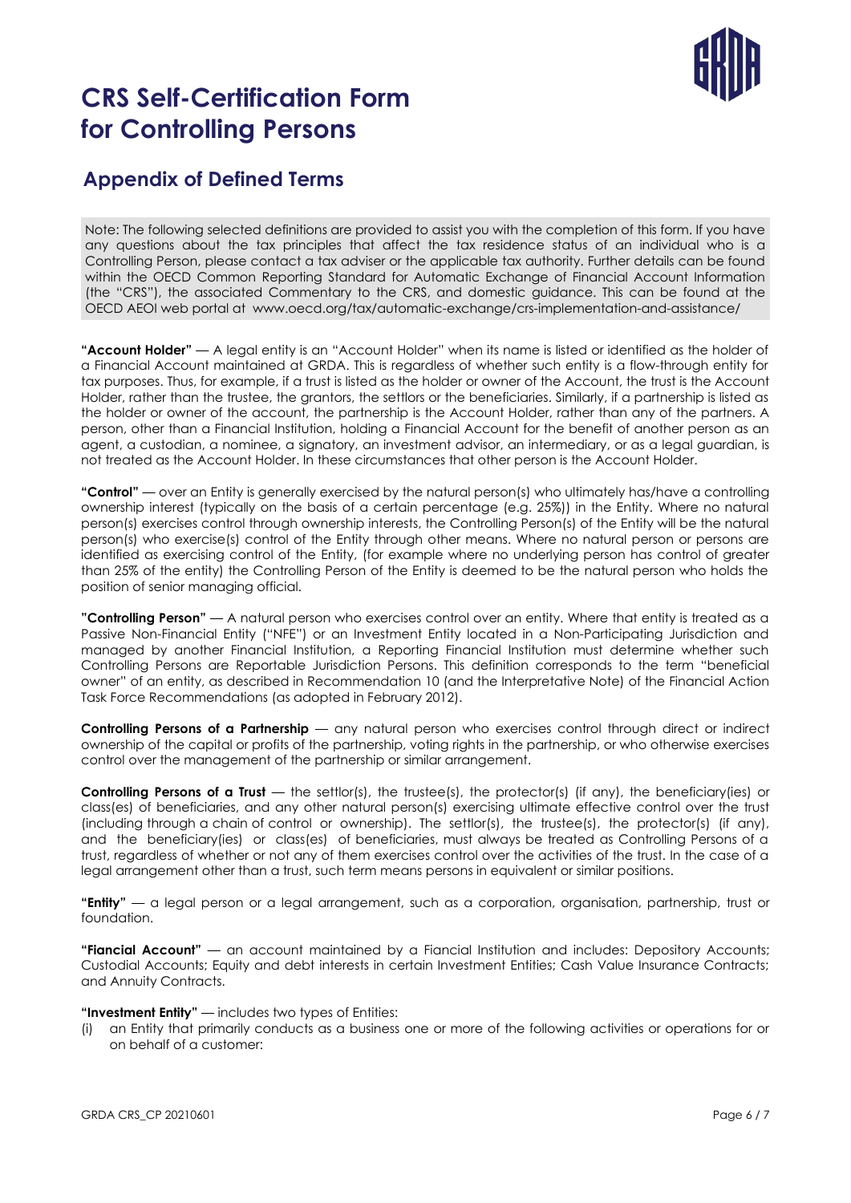# CRS Self-Certification Form for Controlling Persons

## Appendix of Defined Terms

Note: The following selected definitions are provided to assist you with the completion of this form. If you have any questions about the tax principles that affect the tax residence status of an individual who is a Controlling Person, please contact a tax adviser or the applicable tax authority. Further details can be found within the OECD Common Reporting Standard for Automatic Exchange of Financial Account Information (the "CRS"), the associated Commentary to the CRS, and domestic guidance. This can be found at the OECD AEOI web portal at www.oecd.org/tax/automatic-exchange/crs-implementation-and-assistance/

**"Account Holder"** — A legal entity is an "Account Holder" when its name is listed or identified as the holder of a Financial Account maintained at GRDA. This is regardless of whether such entity is a flow-through entity for tax purposes. Thus, for example, if a trust is listed as the holder or owner of the Account, the trust is the Account Holder, rather than the trustee, the grantors, the settlors or the beneficiaries. Similarly, if a partnership is listed as the holder or owner of the account, the partnership is the Account Holder, rather than any of the partners. A person, other than a Financial Institution, holding a Financial Account for the benefit of another person as an agent, a custodian, a nominee, a signatory, an investment advisor, an intermediary, or as a legal guardian, is not treated as the Account Holder. In these circumstances that other person is the Account Holder.

**"Control"** — over an Entity is generally exercised by the natural person(s) who ultimately has/have a controlling ownership interest (typically on the basis of a certain percentage (e.g. 25%)) in the Entity. Where no natural person(s) exercises control through ownership interests, the Controlling Person(s) of the Entity will be the natural person(s) who exercise(s) control of the Entity through other means. Where no natural person or persons are identified as exercising control of the Entity, (for example where no underlying person has control of greater than 25% of the entity) the Controlling Person of the Entity is deemed to be the natural person who holds the position of senior managing official.

**"Controlling Person"** — A natural person who exercises control over an entity. Where that entity is treated as a Passive Non-Financial Entity ("NFE") or an Investment Entity located in a Non-Participating Jurisdiction and managed by another Financial Institution, a Reporting Financial Institution must determine whether such Controlling Persons are Reportable Jurisdiction Persons. This definition corresponds to the term "beneficial owner" of an entity, as described in Recommendation 10 (and the Interpretative Note) of the Financial Action Task Force Recommendations (as adopted in February 2012).

**Controlling Persons of a Partnership** — any natural person who exercises control through direct or indirect ownership of the capital or profits of the partnership, voting rights in the partnership, or who otherwise exercises control over the management of the partnership or similar arrangement.

**Controlling Persons of a Trust** — the settlor(s), the trustee(s), the protector(s) (if any), the beneficiary(ies) or class(es) of beneficiaries, and any other natural person(s) exercising ultimate effective control over the trust (including through a chain of control or ownership). The settlor(s), the trustee(s), the protector(s) (if any), and the beneficiary(ies) or class(es) of beneficiaries, must always be treated as Controlling Persons of a trust, regardless of whether or not any of them exercises control over the activities of the trust. In the case of a legal arrangement other than a trust, such term means persons in equivalent or similar positions.

**"Entity"** — a legal person or a legal arrangement, such as a corporation, organisation, partnership, trust or foundation.

**"Fiancial Account"** — an account maintained by a Fiancial Institution and includes: Depository Accounts; Custodial Accounts; Equity and debt interests in certain Investment Entities; Cash Value Insurance Contracts; and Annuity Contracts.

**"Investment Entity"** — includes two types of Entities:

(i) an Entity that primarily conducts as a business one or more of the following activities or operations for or on behalf of a customer: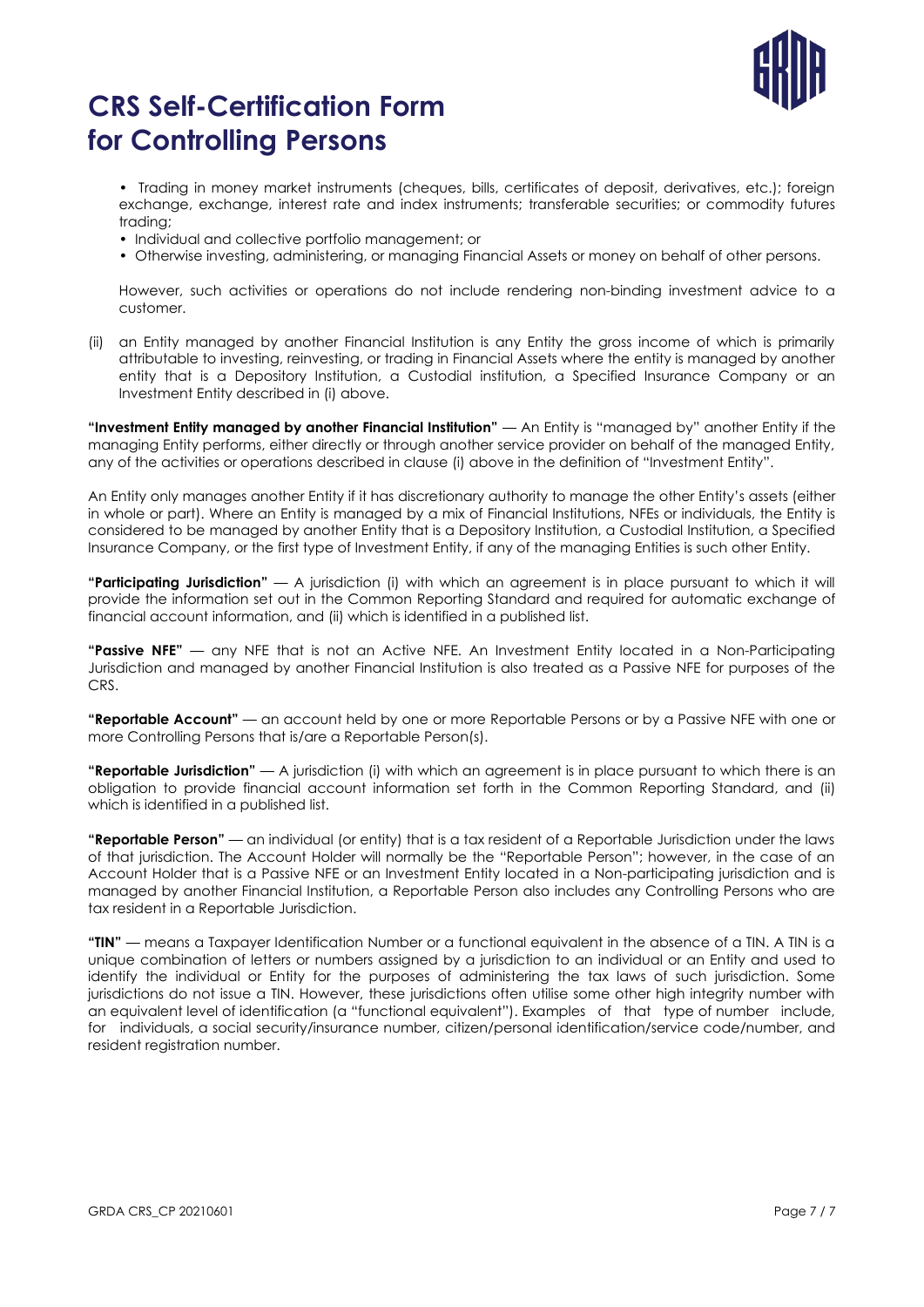# CRS Self-Certification Form for Controlling Persons

- Trading in money market instruments (cheques, bills, certificates of deposit, derivatives, etc.); foreign exchange, exchange, interest rate and index instruments; transferable securities; or commodity futures trading;
- Individual and collective portfolio management; or
- Otherwise investing, administering, or managing Financial Assets or money on behalf of other persons.

However, such activities or operations do not include rendering non-binding investment advice to a customer.

(ii) an Entity managed by another Financial Institution is any Entity the gross income of which is primarily attributable to investing, reinvesting, or trading in Financial Assets where the entity is managed by another entity that is a Depository Institution, a Custodial institution, a Specified Insurance Company or an Investment Entity described in (i) above.

**"Investment Entity managed by another Financial Institution"** — An Entity is "managed by" another Entity if the managing Entity performs, either directly or through another service provider on behalf of the managed Entity, any of the activities or operations described in clause (i) above in the definition of "Investment Entity".

An Entity only manages another Entity if it has discretionary authority to manage the other Entity's assets (either in whole or part). Where an Entity is managed by a mix of Financial Institutions, NFEs or individuals, the Entity is considered to be managed by another Entity that is a Depository Institution, a Custodial Institution, a Specified Insurance Company, or the first type of Investment Entity, if any of the managing Entities is such other Entity.

**"Participating Jurisdiction"** — A jurisdiction (i) with which an agreement is in place pursuant to which it will provide the information set out in the Common Reporting Standard and required for automatic exchange of financial account information, and (ii) which is identified in a published list.

**"Passive NFE"** — any NFE that is not an Active NFE. An Investment Entity located in a Non-Participating Jurisdiction and managed by another Financial Institution is also treated as a Passive NFE for purposes of the CRS.

**"Reportable Account"** — an account held by one or more Reportable Persons or by a Passive NFE with one or more Controlling Persons that is/are a Reportable Person(s).

**"Reportable Jurisdiction"** — A jurisdiction (i) with which an agreement is in place pursuant to which there is an obligation to provide financial account information set forth in the Common Reporting Standard, and (ii) which is identified in a published list.

**"Reportable Person"** — an individual (or entity) that is a tax resident of a Reportable Jurisdiction under the laws of that jurisdiction. The Account Holder will normally be the "Reportable Person"; however, in the case of an Account Holder that is a Passive NFE or an Investment Entity located in a Non-participating jurisdiction and is managed by another Financial Institution, a Reportable Person also includes any Controlling Persons who are tax resident in a Reportable Jurisdiction.

**"TIN"** — means a Taxpayer Identification Number or a functional equivalent in the absence of a TIN. A TIN is a unique combination of letters or numbers assigned by a jurisdiction to an individual or an Entity and used to identify the individual or Entity for the purposes of administering the tax laws of such jurisdiction. Some jurisdictions do not issue a TIN. However, these jurisdictions often utilise some other high integrity number with an equivalent level of identification (a "functional equivalent"). Examples of that type of number include, for individuals, a social security/insurance number, citizen/personal identification/service code/number, and resident registration number.